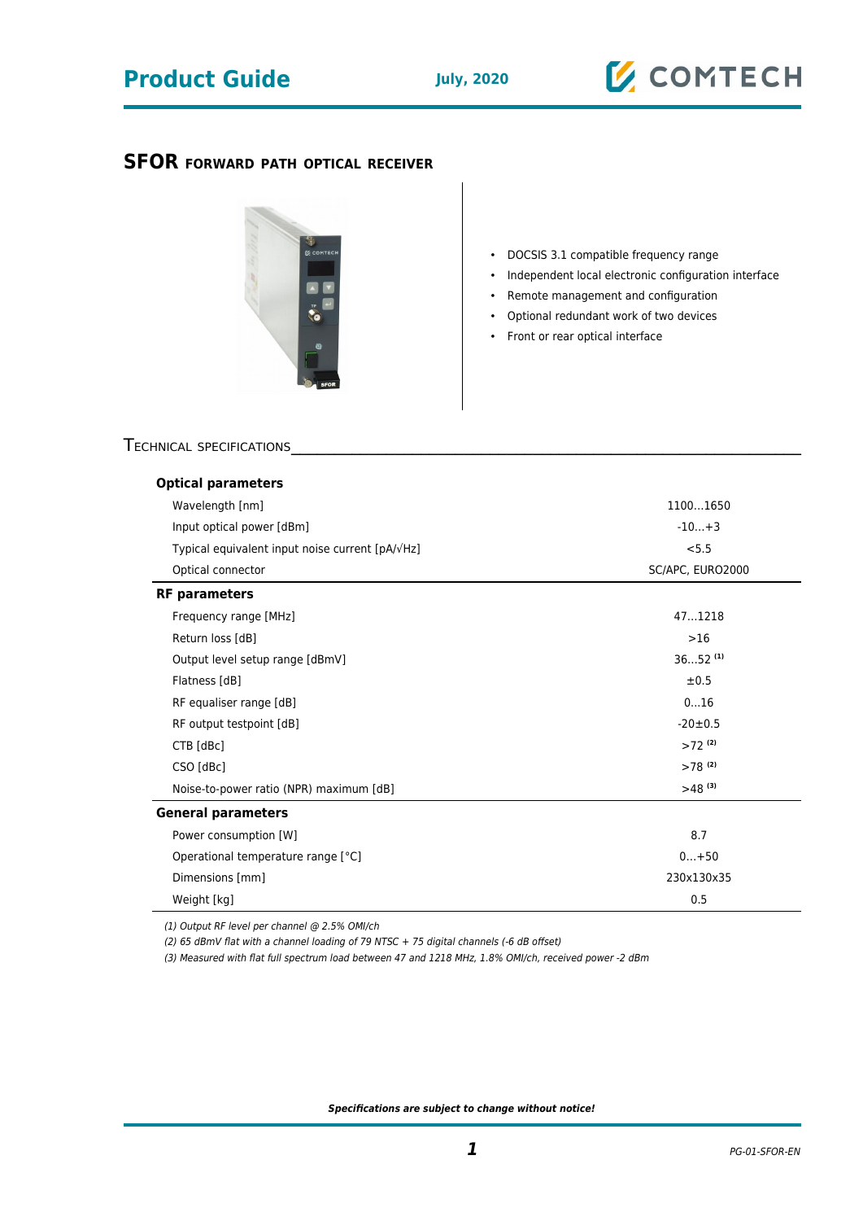# SFOR FORWARD PATH OPTICAL RECEIVER

- DOCSIS 3.1 compatible frequency range
- Independent local electronic configuration interface
- Remote management and configuration
- Optional redundant work of two devices
- Front or rear optical interface

## TECHNICAL SPECIFICATIONS

| Parameter | Value |
|---|---|
| **Optical parameters** | |
| Wavelength [nm] | 1100...1650 |
| Input optical power [dBm] | -10...+3 |
| Typical equivalent input noise current [pA/√Hz] | <5.5 |
| Optical connector | SC/APC, EURO2000 |
| **RF parameters** | |
| Frequency range [MHz] | 47...1218 |
| Return loss [dB] | >16 |
| Output level setup range [dBmV] | 36...52 (1) |
| Flatness [dB] | ±0.5 |
| RF equaliser range [dB] | 0...16 |
| RF output testpoint [dB] | -20±0.5 |
| CTB [dBc] | >72 (2) |
| CSO [dBc] | >78 (2) |
| Noise-to-power ratio (NPR) maximum [dB] | >48 (3) |
| **General parameters** | |
| Power consumption [W] | 8.7 |
| Operational temperature range [°C] | 0...+50 |
| Dimensions [mm] | 230x130x35 |
| Weight [kg] | 0.5 |

*(1) Output RF level per channel @ 2.5% OMI/ch*

*(2) 65 dBmV flat with a channel loading of 79 NTSC + 75 digital channels (-6 dB offset)*

*(3) Measured with flat full spectrum load between 47 and 1218 MHz, 1.8% OMI/ch, received power -2 dBm*

***Specifications are subject to change without notice!***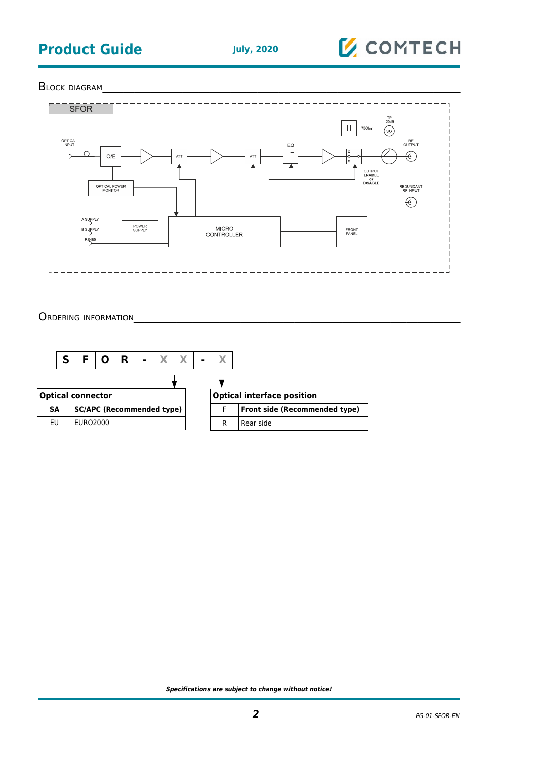## Block diagram

SFOR

OPTICAL INPUT

O/E

ATT

ATT

EQ

TP -20dB

75Ohm

RF OUTPUT

OUTPUT ENABLE or DISABLE

REDUNDANT RF INPUT

OPTICAL POWER MONITOR

A SUPPLY

B SUPPLY

RS485

POWER SUPPLY

MICRO CONTROLLER

FRONT PANEL

## Ordering information

| S | F | O | R | - | X | X | - | X |
|---|---|---|---|---|---|---|---|---|

| Optical connector | |
|---|---|
| **SA** | **SC/APC (Recommended type)** |
| EU | EURO2000 |

| Optical interface position | |
|---|---|
| F | **Front side (Recommended type)** |
| R | Rear side |

***Specifications are subject to change without notice!***